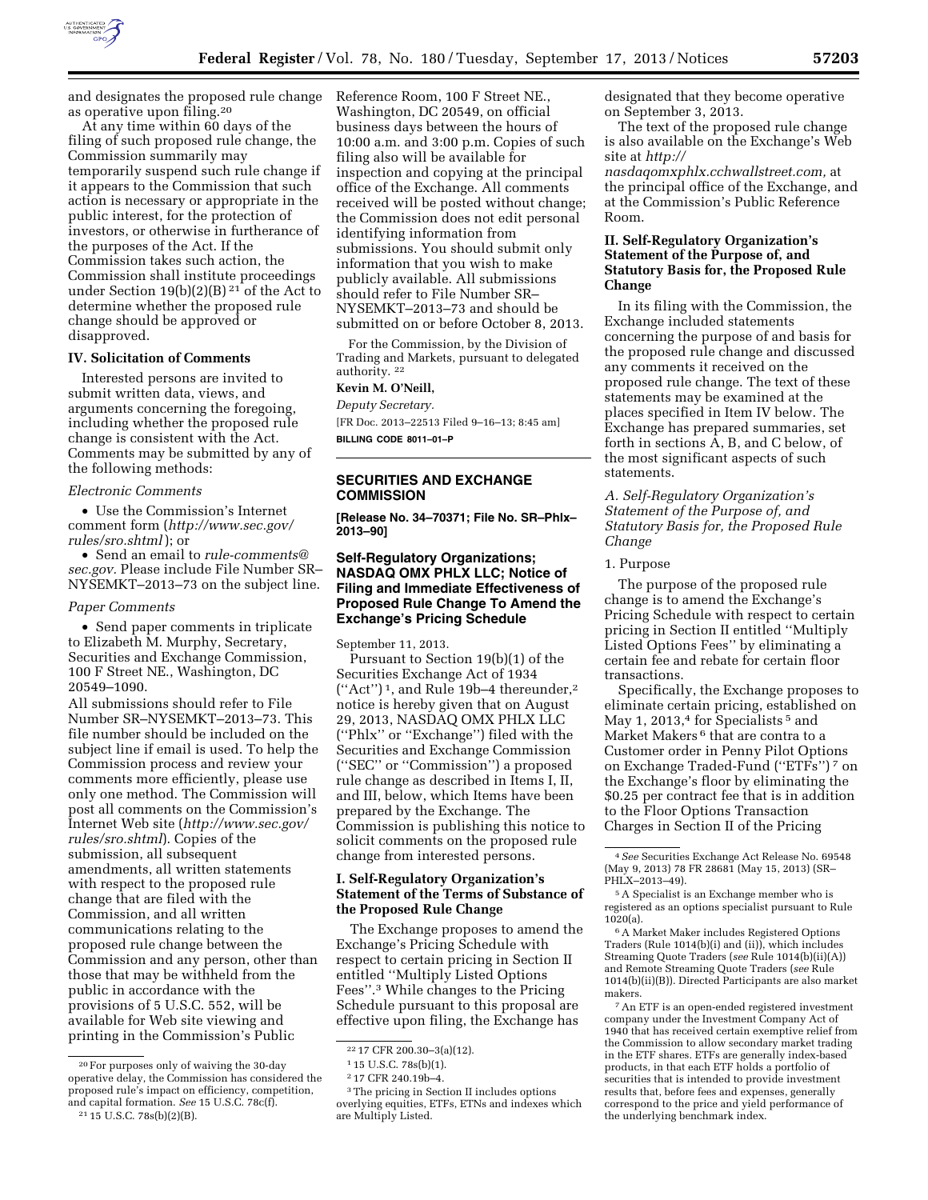and designates the proposed rule change as operative upon filing.[20]

At any time within 60 days of the filing of such proposed rule change, the Commission summarily may temporarily suspend such rule change if it appears to the Commission that such action is necessary or appropriate in the public interest, for the protection of investors, or otherwise in furtherance of the purposes of the Act. If the Commission takes such action, the Commission shall institute proceedings under Section 19(b)(2)(B)[21] of the Act to determine whether the proposed rule change should be approved or disapproved.

## IV. Solicitation of Comments

Interested persons are invited to submit written data, views, and arguments concerning the foregoing, including whether the proposed rule change is consistent with the Act. Comments may be submitted by any of the following methods:

*Electronic Comments*

- Use the Commission's Internet comment form (*http://www.sec.gov/rules/sro.shtml*); or
- Send an email to *rule-comments@sec.gov.* Please include File Number SR–NYSEMKT–2013–73 on the subject line.

*Paper Comments*

- Send paper comments in triplicate to Elizabeth M. Murphy, Secretary, Securities and Exchange Commission, 100 F Street NE., Washington, DC 20549–1090.

All submissions should refer to File Number SR–NYSEMKT–2013–73. This file number should be included on the subject line if email is used. To help the Commission process and review your comments more efficiently, please use only one method. The Commission will post all comments on the Commission's Internet Web site (*http://www.sec.gov/rules/sro.shtml*). Copies of the submission, all subsequent amendments, all written statements with respect to the proposed rule change that are filed with the Commission, and all written communications relating to the proposed rule change between the Commission and any person, other than those that may be withheld from the public in accordance with the provisions of 5 U.S.C. 552, will be available for Web site viewing and printing in the Commission's Public Reference Room, 100 F Street NE., Washington, DC 20549, on official business days between the hours of 10:00 a.m. and 3:00 p.m. Copies of such filing also will be available for inspection and copying at the principal office of the Exchange. All comments received will be posted without change; the Commission does not edit personal identifying information from submissions. You should submit only information that you wish to make publicly available. All submissions should refer to File Number SR–NYSEMKT–2013–73 and should be submitted on or before October 8, 2013.

For the Commission, by the Division of Trading and Markets, pursuant to delegated authority.[22]

**Kevin M. O'Neill,**

*Deputy Secretary.*

[FR Doc. 2013–22513 Filed 9–16–13; 8:45 am]

**BILLING CODE 8011–01–P**

---

## SECURITIES AND EXCHANGE COMMISSION

**[Release No. 34–70371; File No. SR–Phlx–2013–90]**

## Self-Regulatory Organizations; NASDAQ OMX PHLX LLC; Notice of Filing and Immediate Effectiveness of Proposed Rule Change To Amend the Exchange's Pricing Schedule

September 11, 2013.

Pursuant to Section 19(b)(1) of the Securities Exchange Act of 1934 ("Act")[1], and Rule 19b–4 thereunder,[2] notice is hereby given that on August 29, 2013, NASDAQ OMX PHLX LLC ("Phlx" or "Exchange") filed with the Securities and Exchange Commission ("SEC" or "Commission") a proposed rule change as described in Items I, II, and III, below, which Items have been prepared by the Exchange. The Commission is publishing this notice to solicit comments on the proposed rule change from interested persons.

## I. Self-Regulatory Organization's Statement of the Terms of Substance of the Proposed Rule Change

The Exchange proposes to amend the Exchange's Pricing Schedule with respect to certain pricing in Section II entitled "Multiply Listed Options Fees".[3] While changes to the Pricing Schedule pursuant to this proposal are effective upon filing, the Exchange has designated that they become operative on September 3, 2013.

The text of the proposed rule change is also available on the Exchange's Web site at *http://nasdaqomxphlx.cchwallstreet.com,* at the principal office of the Exchange, and at the Commission's Public Reference Room.

## II. Self-Regulatory Organization's Statement of the Purpose of, and Statutory Basis for, the Proposed Rule Change

In its filing with the Commission, the Exchange included statements concerning the purpose of and basis for the proposed rule change and discussed any comments it received on the proposed rule change. The text of these statements may be examined at the places specified in Item IV below. The Exchange has prepared summaries, set forth in sections A, B, and C below, of the most significant aspects of such statements.

### *A. Self-Regulatory Organization's Statement of the Purpose of, and Statutory Basis for, the Proposed Rule Change*

1. Purpose

The purpose of the proposed rule change is to amend the Exchange's Pricing Schedule with respect to certain pricing in Section II entitled "Multiply Listed Options Fees" by eliminating a certain fee and rebate for certain floor transactions.

Specifically, the Exchange proposes to eliminate certain pricing, established on May 1, 2013,[4] for Specialists[5] and Market Makers[6] that are contra to a Customer order in Penny Pilot Options on Exchange Traded-Fund ("ETFs")[7] on the Exchange's floor by eliminating the $0.25 per contract fee that is in addition to the Floor Options Transaction Charges in Section II of the Pricing

---

[20] For purposes only of waiving the 30-day operative delay, the Commission has considered the proposed rule's impact on efficiency, competition, and capital formation. *See* 15 U.S.C. 78c(f).

[21] 15 U.S.C. 78s(b)(2)(B).

[22] 17 CFR 200.30–3(a)(12).

[1] 15 U.S.C. 78s(b)(1).

[2] 17 CFR 240.19b–4.

[3] The pricing in Section II includes options overlying equities, ETFs, ETNs and indexes which are Multiply Listed.

[4] *See* Securities Exchange Act Release No. 69548 (May 9, 2013) 78 FR 28681 (May 15, 2013) (SR–PHLX–2013–49).

[5] A Specialist is an Exchange member who is registered as an options specialist pursuant to Rule 1020(a).

[6] A Market Maker includes Registered Options Traders (Rule 1014(b)(i) and (ii)), which includes Streaming Quote Traders (*see* Rule 1014(b)(ii)(A)) and Remote Streaming Quote Traders (*see* Rule 1014(b)(ii)(B)). Directed Participants are also market makers.

[7] An ETF is an open-ended registered investment company under the Investment Company Act of 1940 that has received certain exemptive relief from the Commission to allow secondary market trading in the ETF shares. ETFs are generally index-based products, in that each ETF holds a portfolio of securities that is intended to provide investment results that, before fees and expenses, generally correspond to the price and yield performance of the underlying benchmark index.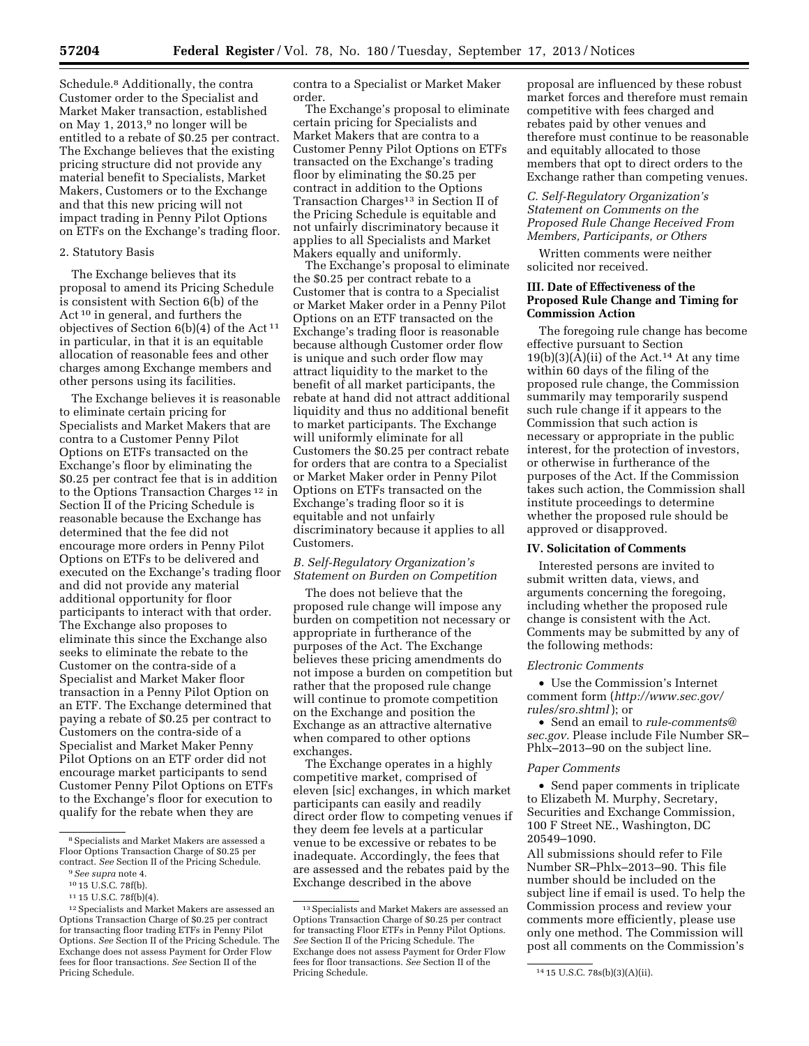Schedule.[8] Additionally, the contra Customer order to the Specialist and Market Maker transaction, established on May 1, 2013,[9] no longer will be entitled to a rebate of $0.25 per contract. The Exchange believes that the existing pricing structure did not provide any material benefit to Specialists, Market Makers, Customers or to the Exchange and that this new pricing will not impact trading in Penny Pilot Options on ETFs on the Exchange's trading floor.

2. Statutory Basis

The Exchange believes that its proposal to amend its Pricing Schedule is consistent with Section 6(b) of the Act [10] in general, and furthers the objectives of Section 6(b)(4) of the Act [11] in particular, in that it is an equitable allocation of reasonable fees and other charges among Exchange members and other persons using its facilities.

The Exchange believes it is reasonable to eliminate certain pricing for Specialists and Market Makers that are contra to a Customer Penny Pilot Options on ETFs transacted on the Exchange's floor by eliminating the $0.25 per contract fee that is in addition to the Options Transaction Charges [12] in Section II of the Pricing Schedule is reasonable because the Exchange has determined that the fee did not encourage more orders in Penny Pilot Options on ETFs to be delivered and executed on the Exchange's trading floor and did not provide any material additional opportunity for floor participants to interact with that order. The Exchange also proposes to eliminate this since the Exchange also seeks to eliminate the rebate to the Customer on the contra-side of a Specialist and Market Maker floor transaction in a Penny Pilot Option on an ETF. The Exchange determined that paying a rebate of $0.25 per contract to Customers on the contra-side of a Specialist and Market Maker Penny Pilot Options on an ETF order did not encourage market participants to send Customer Penny Pilot Options on ETFs to the Exchange's floor for execution to qualify for the rebate when they are contra to a Specialist or Market Maker order.

The Exchange's proposal to eliminate certain pricing for Specialists and Market Makers that are contra to a Customer Penny Pilot Options on ETFs transacted on the Exchange's trading floor by eliminating the $0.25 per contract in addition to the Options Transaction Charges[13] in Section II of the Pricing Schedule is equitable and not unfairly discriminatory because it applies to all Specialists and Market Makers equally and uniformly.

The Exchange's proposal to eliminate the $0.25 per contract rebate to a Customer that is contra to a Specialist or Market Maker order in a Penny Pilot Options on an ETF transacted on the Exchange's trading floor is reasonable because although Customer order flow is unique and such order flow may attract liquidity to the market to the benefit of all market participants, the rebate at hand did not attract additional liquidity and thus no additional benefit to market participants. The Exchange will uniformly eliminate for all Customers the $0.25 per contract rebate for orders that are contra to a Specialist or Market Maker order in Penny Pilot Options on ETFs transacted on the Exchange's trading floor so it is equitable and not unfairly discriminatory because it applies to all Customers.

*B. Self-Regulatory Organization's Statement on Burden on Competition*

The does not believe that the proposed rule change will impose any burden on competition not necessary or appropriate in furtherance of the purposes of the Act. The Exchange believes these pricing amendments do not impose a burden on competition but rather that the proposed rule change will continue to promote competition on the Exchange and position the Exchange as an attractive alternative when compared to other options exchanges.

The Exchange operates in a highly competitive market, comprised of eleven [sic] exchanges, in which market participants can easily and readily direct order flow to competing venues if they deem fee levels at a particular venue to be excessive or rebates to be inadequate. Accordingly, the fees that are assessed and the rebates paid by the Exchange described in the above proposal are influenced by these robust market forces and therefore must remain competitive with fees charged and rebates paid by other venues and therefore must continue to be reasonable and equitably allocated to those members that opt to direct orders to the Exchange rather than competing venues.

*C. Self-Regulatory Organization's Statement on Comments on the Proposed Rule Change Received From Members, Participants, or Others*

Written comments were neither solicited nor received.

**III. Date of Effectiveness of the Proposed Rule Change and Timing for Commission Action**

The foregoing rule change has become effective pursuant to Section 19(b)(3)(A)(ii) of the Act.[14] At any time within 60 days of the filing of the proposed rule change, the Commission summarily may temporarily suspend such rule change if it appears to the Commission that such action is necessary or appropriate in the public interest, for the protection of investors, or otherwise in furtherance of the purposes of the Act. If the Commission takes such action, the Commission shall institute proceedings to determine whether the proposed rule should be approved or disapproved.

**IV. Solicitation of Comments**

Interested persons are invited to submit written data, views, and arguments concerning the foregoing, including whether the proposed rule change is consistent with the Act. Comments may be submitted by any of the following methods:

*Electronic Comments*

- Use the Commission's Internet comment form (*http://www.sec.gov/rules/sro.shtml*); or
- Send an email to *rule-comments@sec.gov.* Please include File Number SR–Phlx–2013–90 on the subject line.

*Paper Comments*

- Send paper comments in triplicate to Elizabeth M. Murphy, Secretary, Securities and Exchange Commission, 100 F Street NE., Washington, DC 20549–1090.

All submissions should refer to File Number SR–Phlx–2013–90. This file number should be included on the subject line if email is used. To help the Commission process and review your comments more efficiently, please use only one method. The Commission will post all comments on the Commission's

---

[8] Specialists and Market Makers are assessed a Floor Options Transaction Charge of $0.25 per contract. *See* Section II of the Pricing Schedule.

[9] *See supra* note 4.

[10] 15 U.S.C. 78f(b).

[11] 15 U.S.C. 78f(b)(4).

[12] Specialists and Market Makers are assessed an Options Transaction Charge of $0.25 per contract for transacting floor trading ETFs in Penny Pilot Options. *See* Section II of the Pricing Schedule. The Exchange does not assess Payment for Order Flow fees for floor transactions. *See* Section II of the Pricing Schedule.

[13] Specialists and Market Makers are assessed an Options Transaction Charge of $0.25 per contract for transacting Floor ETFs in Penny Pilot Options. *See* Section II of the Pricing Schedule. The Exchange does not assess Payment for Order Flow fees for floor transactions. *See* Section II of the Pricing Schedule.

[14] 15 U.S.C. 78s(b)(3)(A)(ii).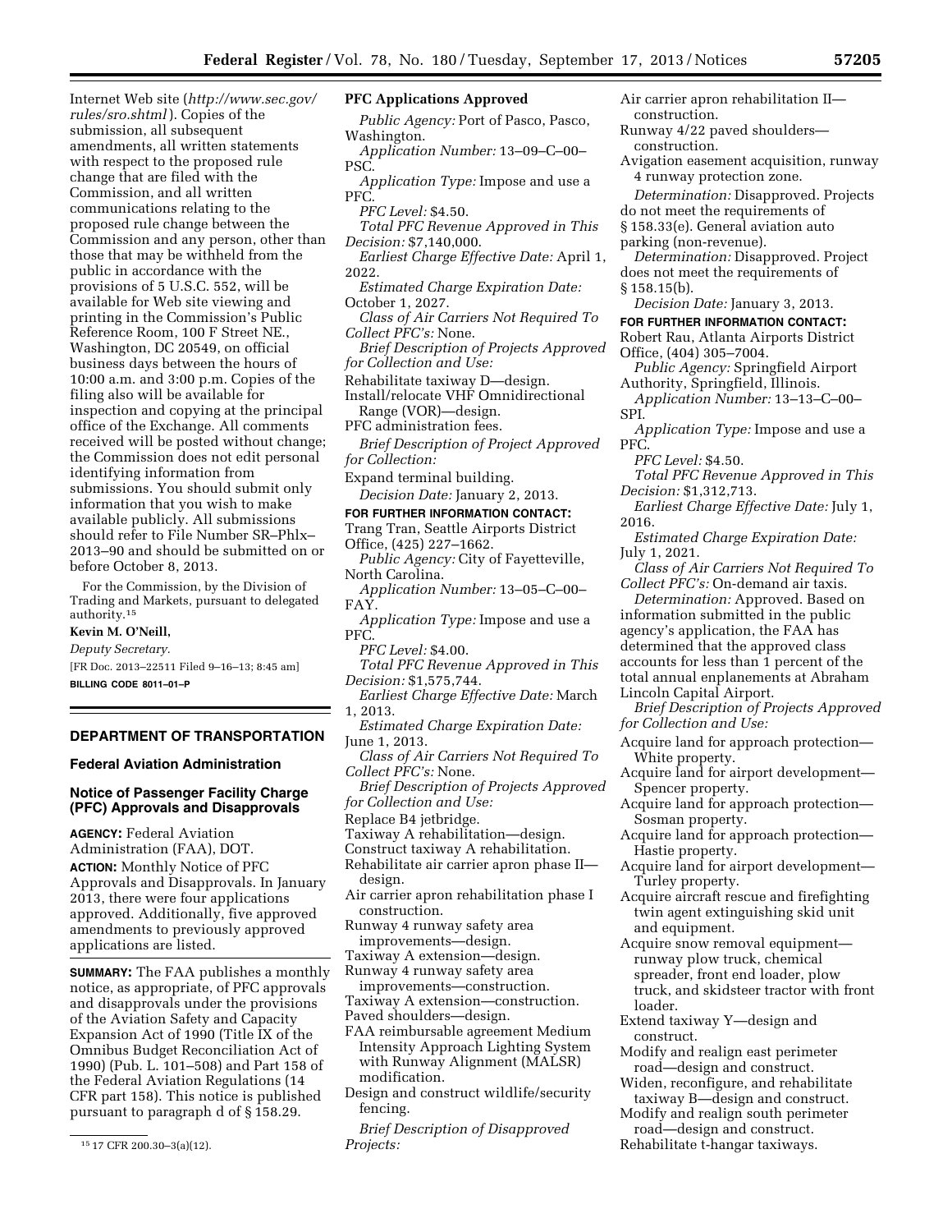Internet Web site (*http://www.sec.gov/rules/sro.shtml*). Copies of the submission, all subsequent amendments, all written statements with respect to the proposed rule change that are filed with the Commission, and all written communications relating to the proposed rule change between the Commission and any person, other than those that may be withheld from the public in accordance with the provisions of 5 U.S.C. 552, will be available for Web site viewing and printing in the Commission's Public Reference Room, 100 F Street NE., Washington, DC 20549, on official business days between the hours of 10:00 a.m. and 3:00 p.m. Copies of the filing also will be available for inspection and copying at the principal office of the Exchange. All comments received will be posted without change; the Commission does not edit personal identifying information from submissions. You should submit only information that you wish to make available publicly. All submissions should refer to File Number SR–Phlx–2013–90 and should be submitted on or before October 8, 2013.

For the Commission, by the Division of Trading and Markets, pursuant to delegated authority.[15]

**Kevin M. O'Neill,**

*Deputy Secretary.*

[FR Doc. 2013–22511 Filed 9–16–13; 8:45 am]

**BILLING CODE 8011–01–P**

[15] 17 CFR 200.30–3(a)(12).

## DEPARTMENT OF TRANSPORTATION

### Federal Aviation Administration

### Notice of Passenger Facility Charge (PFC) Approvals and Disapprovals

**AGENCY:** Federal Aviation Administration (FAA), DOT.

**ACTION:** Monthly Notice of PFC Approvals and Disapprovals. In January 2013, there were four applications approved. Additionally, five approved amendments to previously approved applications are listed.

**SUMMARY:** The FAA publishes a monthly notice, as appropriate, of PFC approvals and disapprovals under the provisions of the Aviation Safety and Capacity Expansion Act of 1990 (Title IX of the Omnibus Budget Reconciliation Act of 1990) (Pub. L. 101–508) and Part 158 of the Federal Aviation Regulations (14 CFR part 158). This notice is published pursuant to paragraph d of § 158.29.

**PFC Applications Approved**

*Public Agency:* Port of Pasco, Pasco, Washington.

*Application Number:* 13–09–C–00–PSC.

*Application Type:* Impose and use a PFC.

*PFC Level:* $4.50.

*Total PFC Revenue Approved in This Decision:* $7,140,000.

*Earliest Charge Effective Date:* April 1, 2022.

*Estimated Charge Expiration Date:* October 1, 2027.

*Class of Air Carriers Not Required To Collect PFC's:* None.

*Brief Description of Projects Approved for Collection and Use:*

Rehabilitate taxiway D—design.
Install/relocate VHF Omnidirectional Range (VOR)—design.
PFC administration fees.

*Brief Description of Project Approved for Collection:*

Expand terminal building.

*Decision Date:* January 2, 2013.

**FOR FURTHER INFORMATION CONTACT:** Trang Tran, Seattle Airports District Office, (425) 227–1662.

*Public Agency:* City of Fayetteville, North Carolina.

*Application Number:* 13–05–C–00–FAY.

*Application Type:* Impose and use a PFC.

*PFC Level:* $4.00.

*Total PFC Revenue Approved in This Decision:* $1,575,744.

*Earliest Charge Effective Date:* March 1, 2013.

*Estimated Charge Expiration Date:* June 1, 2013.

*Class of Air Carriers Not Required To Collect PFC's:* None.

*Brief Description of Projects Approved for Collection and Use:*

Replace B4 jetbridge.
Taxiway A rehabilitation—design.
Construct taxiway A rehabilitation.
Rehabilitate air carrier apron phase II—design.
Air carrier apron rehabilitation phase I construction.
Runway 4 runway safety area improvements—design.
Taxiway A extension—design.
Runway 4 runway safety area improvements—construction.
Taxiway A extension—construction.
Paved shoulders—design.
FAA reimbursable agreement Medium Intensity Approach Lighting System with Runway Alignment (MALSR) modification.
Design and construct wildlife/security fencing.

*Brief Description of Disapproved Projects:*

Air carrier apron rehabilitation II—construction.
Runway 4/22 paved shoulders—construction.
Avigation easement acquisition, runway 4 runway protection zone.

*Determination:* Disapproved. Projects do not meet the requirements of § 158.33(e). General aviation auto parking (non-revenue).

*Determination:* Disapproved. Project does not meet the requirements of § 158.15(b).

*Decision Date:* January 3, 2013.

**FOR FURTHER INFORMATION CONTACT:** Robert Rau, Atlanta Airports District Office, (404) 305–7004.

*Public Agency:* Springfield Airport Authority, Springfield, Illinois.

*Application Number:* 13–13–C–00–SPI.

*Application Type:* Impose and use a PFC.

*PFC Level:* $4.50.

*Total PFC Revenue Approved in This Decision:* $1,312,713.

*Earliest Charge Effective Date:* July 1, 2016.

*Estimated Charge Expiration Date:* July 1, 2021.

*Class of Air Carriers Not Required To Collect PFC's:* On-demand air taxis.

*Determination:* Approved. Based on information submitted in the public agency's application, the FAA has determined that the approved class accounts for less than 1 percent of the total annual enplanements at Abraham Lincoln Capital Airport.

*Brief Description of Projects Approved for Collection and Use:*

Acquire land for approach protection—White property.
Acquire land for airport development—Spencer property.
Acquire land for approach protection—Sosman property.
Acquire land for approach protection—Hastie property.
Acquire land for airport development—Turley property.
Acquire aircraft rescue and firefighting twin agent extinguishing skid unit and equipment.
Acquire snow removal equipment—runway plow truck, chemical spreader, front end loader, plow truck, and skidsteer tractor with front loader.
Extend taxiway Y—design and construct.
Modify and realign east perimeter road—design and construct.
Widen, reconfigure, and rehabilitate taxiway B—design and construct.
Modify and realign south perimeter road—design and construct.
Rehabilitate t-hangar taxiways.